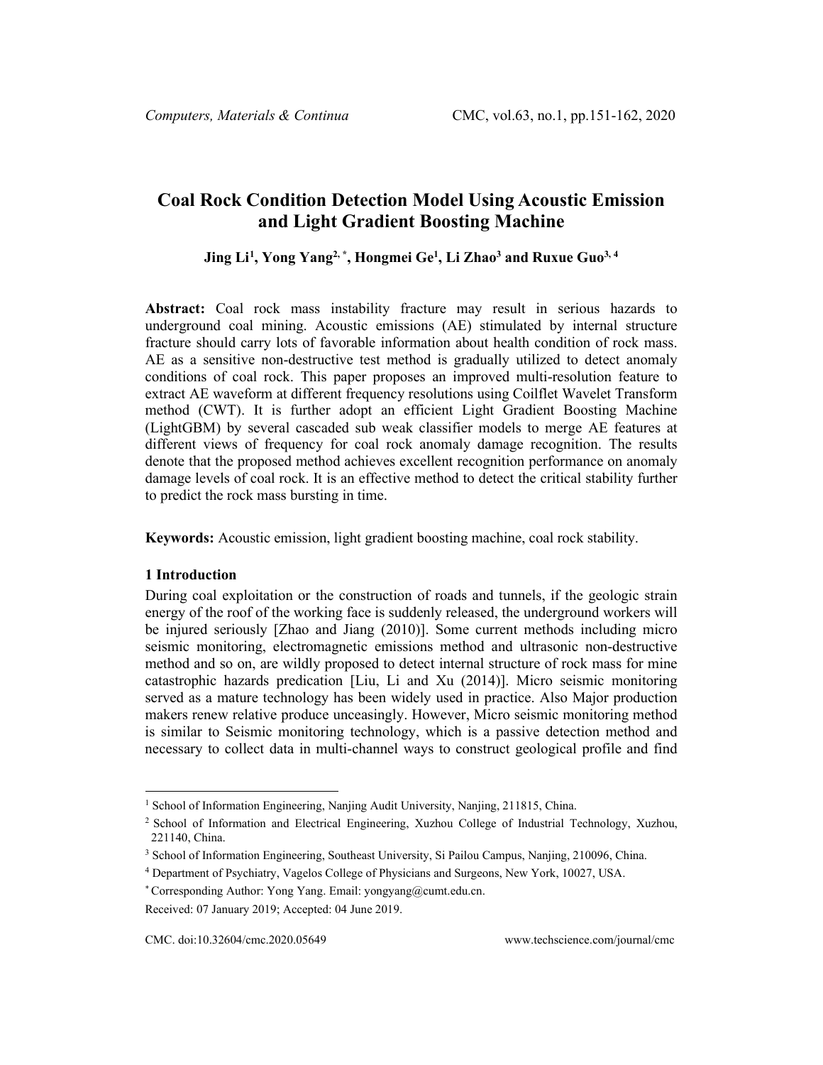# Coal Rock Condition Detection Model Using Acoustic Emission and Light Gradient Boosting Machine

**Jing Li[1], Yong Yang[2, *], Hongmei Ge[1], Li Zhao[3] and Ruxue Guo[3, 4]**

**Abstract:** Coal rock mass instability fracture may result in serious hazards to underground coal mining. Acoustic emissions (AE) stimulated by internal structure fracture should carry lots of favorable information about health condition of rock mass. AE as a sensitive non-destructive test method is gradually utilized to detect anomaly conditions of coal rock. This paper proposes an improved multi-resolution feature to extract AE waveform at different frequency resolutions using Coilflet Wavelet Transform method (CWT). It is further adopt an efficient Light Gradient Boosting Machine (LightGBM) by several cascaded sub weak classifier models to merge AE features at different views of frequency for coal rock anomaly damage recognition. The results denote that the proposed method achieves excellent recognition performance on anomaly damage levels of coal rock. It is an effective method to detect the critical stability further to predict the rock mass bursting in time.

**Keywords:** Acoustic emission, light gradient boosting machine, coal rock stability.

## 1 Introduction

During coal exploitation or the construction of roads and tunnels, if the geologic strain energy of the roof of the working face is suddenly released, the underground workers will be injured seriously [Zhao and Jiang (2010)]. Some current methods including micro seismic monitoring, electromagnetic emissions method and ultrasonic non-destructive method and so on, are wildly proposed to detect internal structure of rock mass for mine catastrophic hazards predication [Liu, Li and Xu (2014)]. Micro seismic monitoring served as a mature technology has been widely used in practice. Also Major production makers renew relative produce unceasingly. However, Micro seismic monitoring method is similar to Seismic monitoring technology, which is a passive detection method and necessary to collect data in multi-channel ways to construct geological profile and find

---

[1] School of Information Engineering, Nanjing Audit University, Nanjing, 211815, China.

[2] School of Information and Electrical Engineering, Xuzhou College of Industrial Technology, Xuzhou, 221140, China.

[3] School of Information Engineering, Southeast University, Si Pailou Campus, Nanjing, 210096, China.

[4] Department of Psychiatry, Vagelos College of Physicians and Surgeons, New York, 10027, USA.

* Corresponding Author: Yong Yang. Email: yongyang@cumt.edu.cn.

Received: 07 January 2019; Accepted: 04 June 2019.

CMC. doi:10.32604/cmc.2020.05649 www.techscience.com/journal/cmc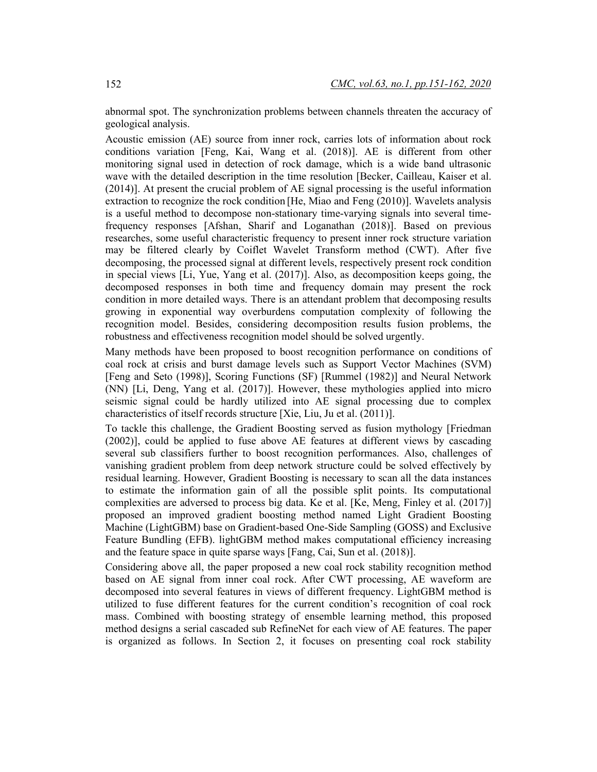abnormal spot. The synchronization problems between channels threaten the accuracy of geological analysis.

Acoustic emission (AE) source from inner rock, carries lots of information about rock conditions variation [Feng, Kai, Wang et al. (2018)]. AE is different from other monitoring signal used in detection of rock damage, which is a wide band ultrasonic wave with the detailed description in the time resolution [Becker, Cailleau, Kaiser et al. (2014)]. At present the crucial problem of AE signal processing is the useful information extraction to recognize the rock condition [He, Miao and Feng (2010)]. Wavelets analysis is a useful method to decompose non-stationary time-varying signals into several time-frequency responses [Afshan, Sharif and Loganathan (2018)]. Based on previous researches, some useful characteristic frequency to present inner rock structure variation may be filtered clearly by Coiflet Wavelet Transform method (CWT). After five decomposing, the processed signal at different levels, respectively present rock condition in special views [Li, Yue, Yang et al. (2017)]. Also, as decomposition keeps going, the decomposed responses in both time and frequency domain may present the rock condition in more detailed ways. There is an attendant problem that decomposing results growing in exponential way overburdens computation complexity of following the recognition model. Besides, considering decomposition results fusion problems, the robustness and effectiveness recognition model should be solved urgently.

Many methods have been proposed to boost recognition performance on conditions of coal rock at crisis and burst damage levels such as Support Vector Machines (SVM) [Feng and Seto (1998)], Scoring Functions (SF) [Rummel (1982)] and Neural Network (NN) [Li, Deng, Yang et al. (2017)]. However, these mythologies applied into micro seismic signal could be hardly utilized into AE signal processing due to complex characteristics of itself records structure [Xie, Liu, Ju et al. (2011)].

To tackle this challenge, the Gradient Boosting served as fusion mythology [Friedman (2002)], could be applied to fuse above AE features at different views by cascading several sub classifiers further to boost recognition performances. Also, challenges of vanishing gradient problem from deep network structure could be solved effectively by residual learning. However, Gradient Boosting is necessary to scan all the data instances to estimate the information gain of all the possible split points. Its computational complexities are adversed to process big data. Ke et al. [Ke, Meng, Finley et al. (2017)] proposed an improved gradient boosting method named Light Gradient Boosting Machine (LightGBM) base on Gradient-based One-Side Sampling (GOSS) and Exclusive Feature Bundling (EFB). lightGBM method makes computational efficiency increasing and the feature space in quite sparse ways [Fang, Cai, Sun et al. (2018)].

Considering above all, the paper proposed a new coal rock stability recognition method based on AE signal from inner coal rock. After CWT processing, AE waveform are decomposed into several features in views of different frequency. LightGBM method is utilized to fuse different features for the current condition's recognition of coal rock mass. Combined with boosting strategy of ensemble learning method, this proposed method designs a serial cascaded sub RefineNet for each view of AE features. The paper is organized as follows. In Section 2, it focuses on presenting coal rock stability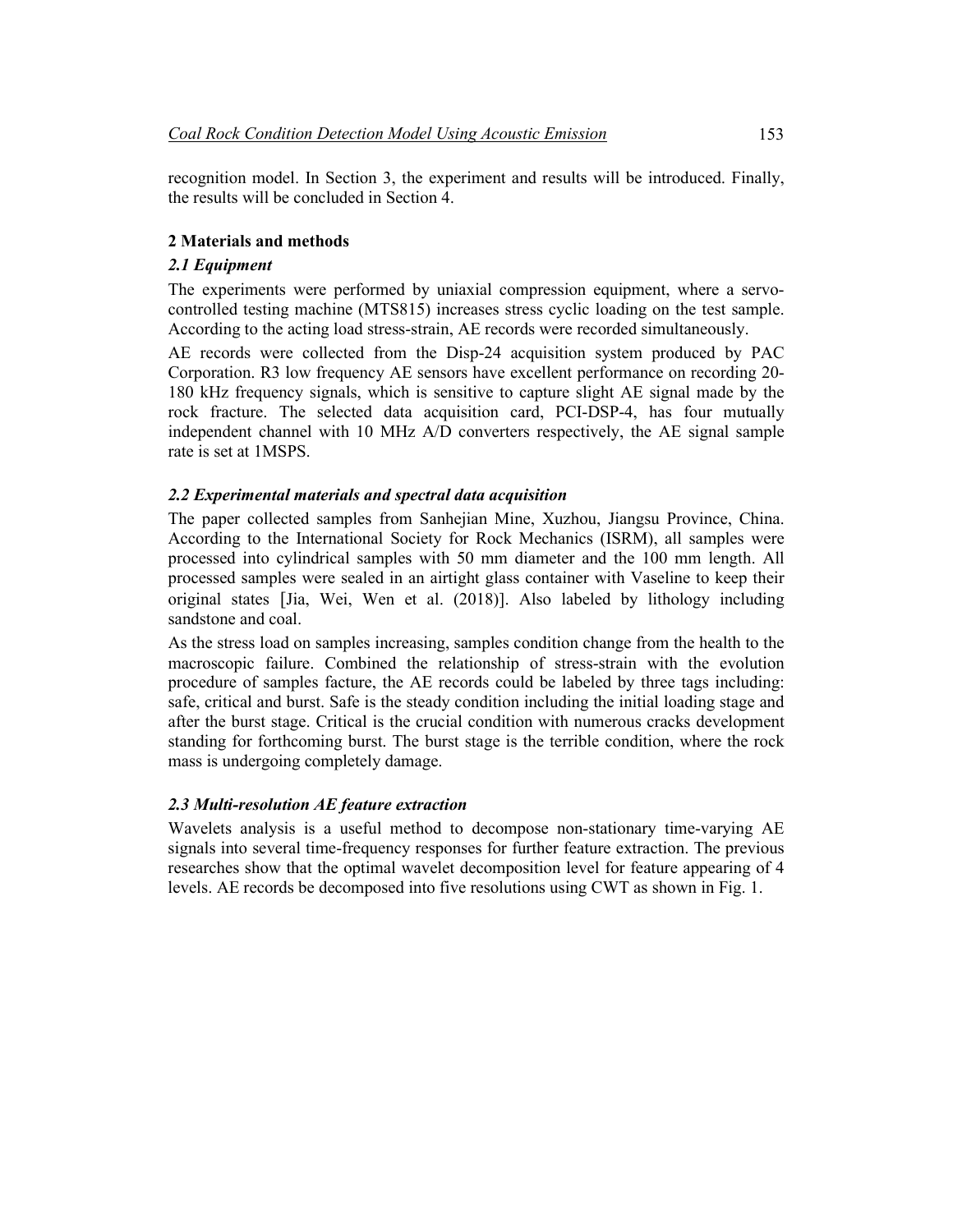recognition model. In Section 3, the experiment and results will be introduced. Finally, the results will be concluded in Section 4.

## 2 Materials and methods

### *2.1 Equipment*

The experiments were performed by uniaxial compression equipment, where a servo-controlled testing machine (MTS815) increases stress cyclic loading on the test sample. According to the acting load stress-strain, AE records were recorded simultaneously.

AE records were collected from the Disp-24 acquisition system produced by PAC Corporation. R3 low frequency AE sensors have excellent performance on recording 20-180 kHz frequency signals, which is sensitive to capture slight AE signal made by the rock fracture. The selected data acquisition card, PCI-DSP-4, has four mutually independent channel with 10 MHz A/D converters respectively, the AE signal sample rate is set at 1MSPS.

### *2.2 Experimental materials and spectral data acquisition*

The paper collected samples from Sanhejian Mine, Xuzhou, Jiangsu Province, China. According to the International Society for Rock Mechanics (ISRM), all samples were processed into cylindrical samples with 50 mm diameter and the 100 mm length. All processed samples were sealed in an airtight glass container with Vaseline to keep their original states [Jia, Wei, Wen et al. (2018)]. Also labeled by lithology including sandstone and coal.

As the stress load on samples increasing, samples condition change from the health to the macroscopic failure. Combined the relationship of stress-strain with the evolution procedure of samples facture, the AE records could be labeled by three tags including: safe, critical and burst. Safe is the steady condition including the initial loading stage and after the burst stage. Critical is the crucial condition with numerous cracks development standing for forthcoming burst. The burst stage is the terrible condition, where the rock mass is undergoing completely damage.

### *2.3 Multi-resolution AE feature extraction*

Wavelets analysis is a useful method to decompose non-stationary time-varying AE signals into several time-frequency responses for further feature extraction. The previous researches show that the optimal wavelet decomposition level for feature appearing of 4 levels. AE records be decomposed into five resolutions using CWT as shown in Fig. 1.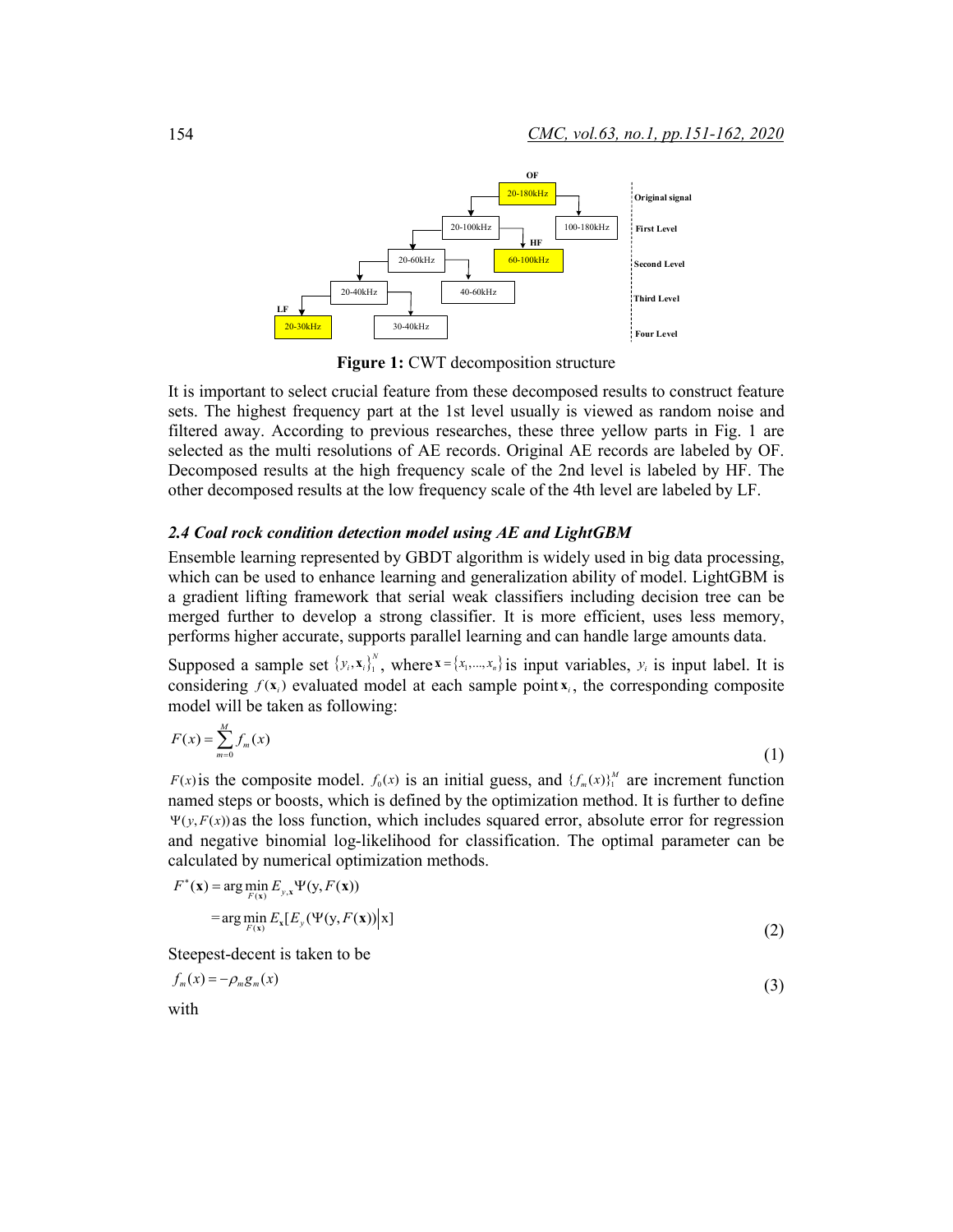Figure 1: CWT decomposition structure

It is important to select crucial feature from these decomposed results to construct feature sets. The highest frequency part at the 1st level usually is viewed as random noise and filtered away. According to previous researches, these three yellow parts in Fig. 1 are selected as the multi resolutions of AE records. Original AE records are labeled by OF. Decomposed results at the high frequency scale of the 2nd level is labeled by HF. The other decomposed results at the low frequency scale of the 4th level are labeled by LF.

### 2.4 Coal rock condition detection model using AE and LightGBM

Ensemble learning represented by GBDT algorithm is widely used in big data processing, which can be used to enhance learning and generalization ability of model. LightGBM is a gradient lifting framework that serial weak classifiers including decision tree can be merged further to develop a strong classifier. It is more efficient, uses less memory, performs higher accurate, supports parallel learning and can handle large amounts data.

Supposed a sample set $\{y_i, \mathbf{x}_i\}_1^N$, where $\mathbf{x} = \{x_1, \ldots, x_n\}$ is input variables, $y_i$ is input label. It is considering $f(\mathbf{x}_i)$ evaluated model at each sample point $\mathbf{x}_i$, the corresponding composite model will be taken as following:

$$F(x) = \sum_{m=0}^{M} f_m(x) \tag{1}$$

$F(x)$ is the composite model. $f_0(x)$ is an initial guess, and $\{f_m(x)\}_1^M$ are increment function named steps or boosts, which is defined by the optimization method. It is further to define $\Psi(y, F(x))$ as the loss function, which includes squared error, absolute error for regression and negative binomial log-likelihood for classification. The optimal parameter can be calculated by numerical optimization methods.

$$\begin{aligned} F^*(\mathbf{x}) &= \arg\min_{F(\mathbf{x})} E_{y,\mathbf{x}} \Psi(\mathrm{y}, F(\mathbf{x})) \\ &= \arg\min_{F(\mathbf{x})} E_{\mathbf{x}}[E_y(\Psi(\mathrm{y}, F(\mathbf{x}))\big|\mathrm{x}] \end{aligned} \tag{2}$$

Steepest-decent is taken to be

$$f_m(x) = -\rho_m g_m(x) \tag{3}$$

with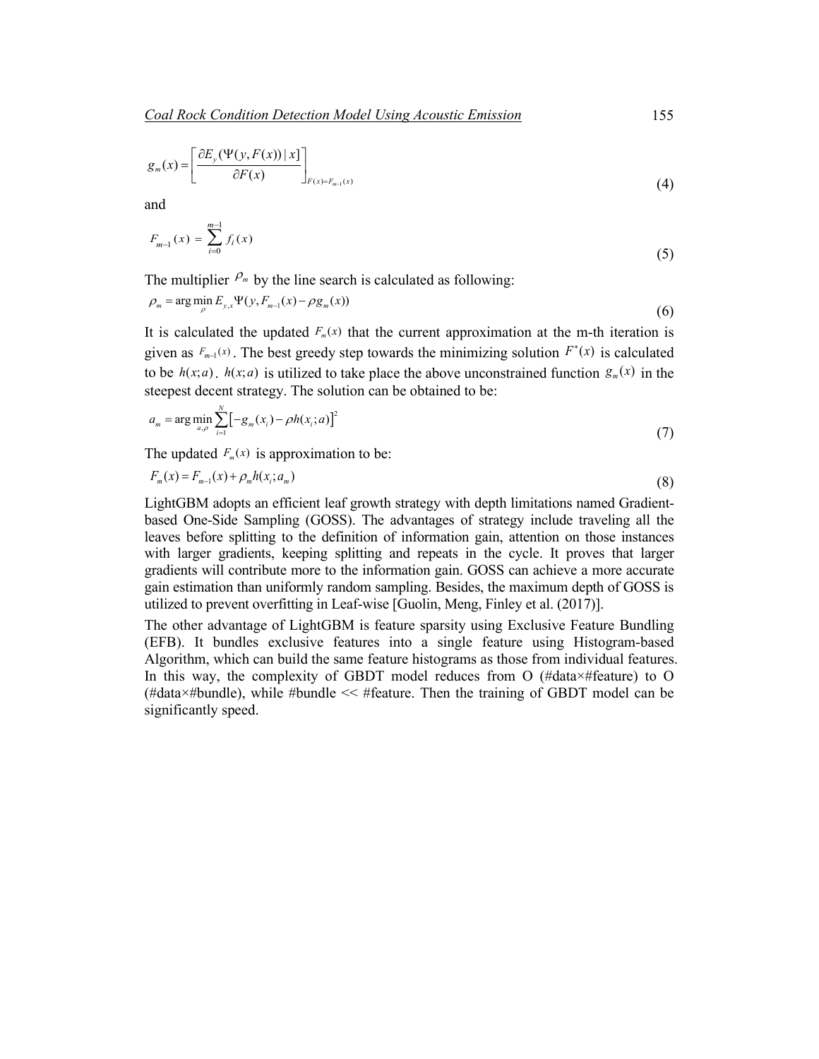$$g_m(x) = \left[ \frac{\partial E_y(\Psi(y, F(x)) \mid x]}{\partial F(x)} \right]_{F(x)=F_{m-1}(x)} \tag{4}$$

and

$$F_{m-1}(x) = \sum_{i=0}^{m-1} f_i(x) \tag{5}$$

The multiplier $\rho_m$ by the line search is calculated as following:

$$\rho_m = \arg\min_{\rho} E_{y,x} \Psi(y, F_{m-1}(x) - \rho g_m(x)) \tag{6}$$

It is calculated the updated $F_m(x)$ that the current approximation at the m-th iteration is given as $F_{m-1}(x)$. The best greedy step towards the minimizing solution $F^*(x)$ is calculated to be $h(x;a)$. $h(x;a)$ is utilized to take place the above unconstrained function $g_m(x)$ in the steepest decent strategy. The solution can be obtained to be:

$$a_m = \arg\min_{a,\rho} \sum_{i=1}^{N} \left[ -g_m(x_i) - \rho h(x_i; a) \right]^2 \tag{7}$$

The updated $F_m(x)$ is approximation to be:

$$F_m(x) = F_{m-1}(x) + \rho_m h(x_i; a_m) \tag{8}$$

LightGBM adopts an efficient leaf growth strategy with depth limitations named Gradient-based One-Side Sampling (GOSS). The advantages of strategy include traveling all the leaves before splitting to the definition of information gain, attention on those instances with larger gradients, keeping splitting and repeats in the cycle. It proves that larger gradients will contribute more to the information gain. GOSS can achieve a more accurate gain estimation than uniformly random sampling. Besides, the maximum depth of GOSS is utilized to prevent overfitting in Leaf-wise [Guolin, Meng, Finley et al. (2017)].

The other advantage of LightGBM is feature sparsity using Exclusive Feature Bundling (EFB). It bundles exclusive features into a single feature using Histogram-based Algorithm, which can build the same feature histograms as those from individual features. In this way, the complexity of GBDT model reduces from O (#data×#feature) to O (#data×#bundle), while #bundle << #feature. Then the training of GBDT model can be significantly speed.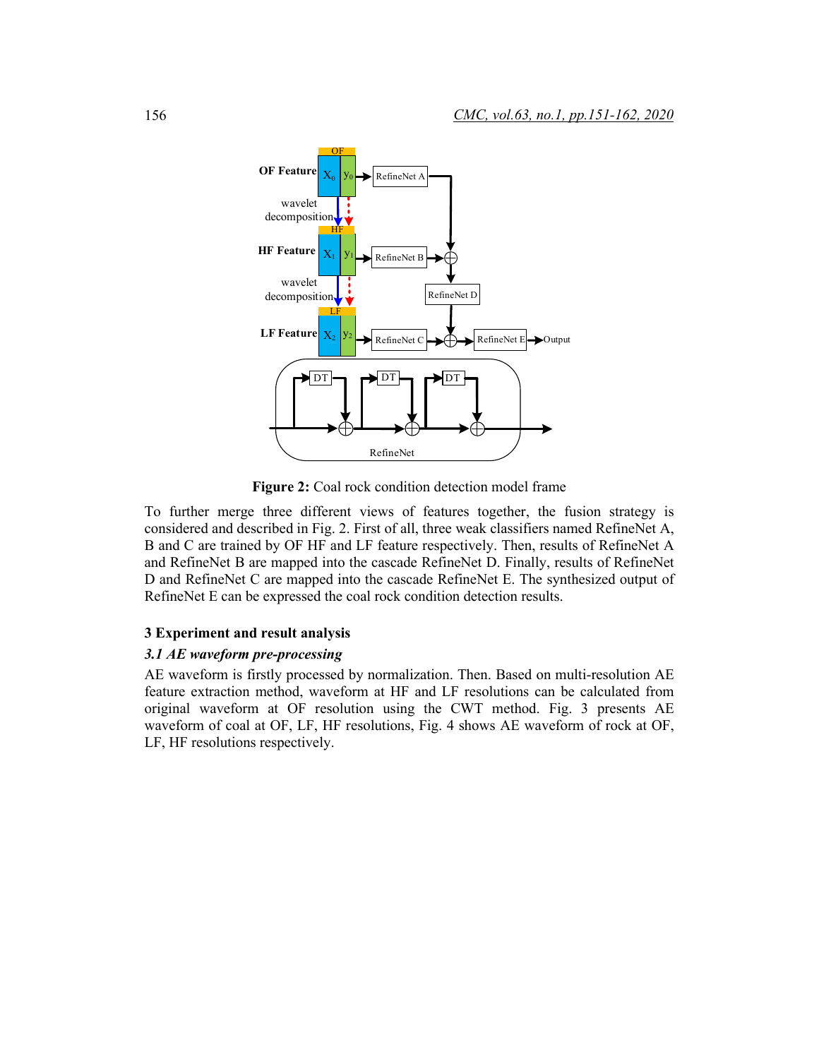**Figure 2:** Coal rock condition detection model frame

To further merge three different views of features together, the fusion strategy is considered and described in Fig. 2. First of all, three weak classifiers named RefineNet A, B and C are trained by OF HF and LF feature respectively. Then, results of RefineNet A and RefineNet B are mapped into the cascade RefineNet D. Finally, results of RefineNet D and RefineNet C are mapped into the cascade RefineNet E. The synthesized output of RefineNet E can be expressed the coal rock condition detection results.

## 3 Experiment and result analysis

### *3.1 AE waveform pre-processing*

AE waveform is firstly processed by normalization. Then. Based on multi-resolution AE feature extraction method, waveform at HF and LF resolutions can be calculated from original waveform at OF resolution using the CWT method. Fig. 3 presents AE waveform of coal at OF, LF, HF resolutions, Fig. 4 shows AE waveform of rock at OF, LF, HF resolutions respectively.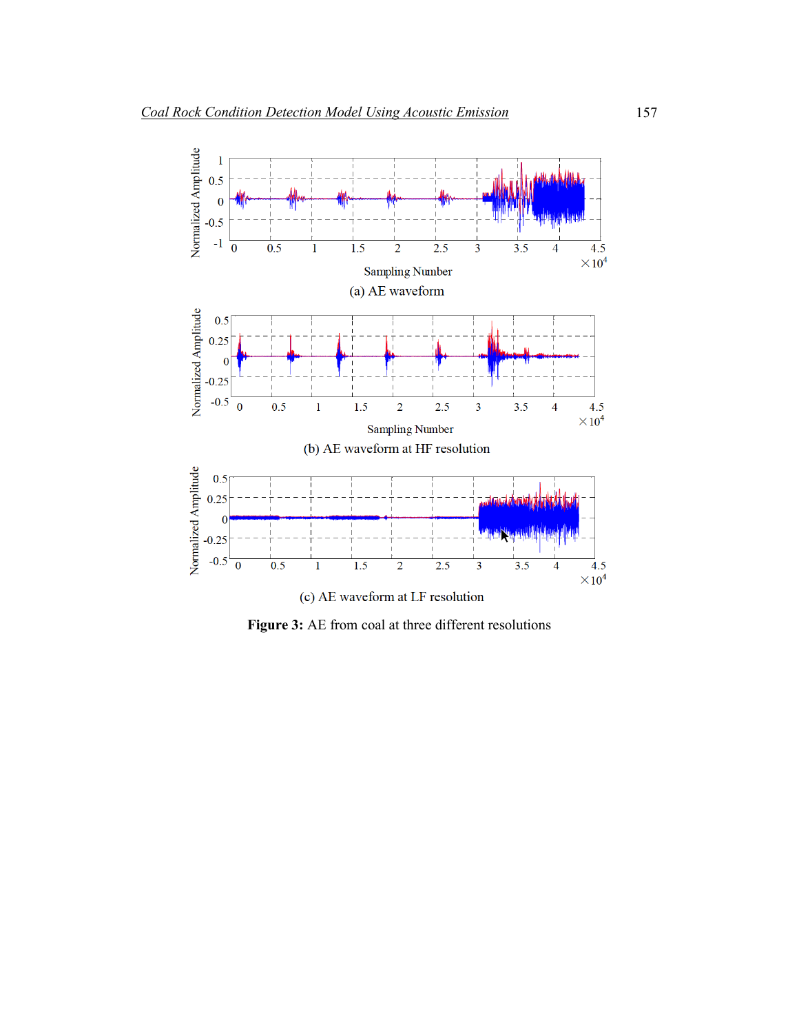(a) AE waveform

(b) AE waveform at HF resolution

(c) AE waveform at LF resolution

**Figure 3:** AE from coal at three different resolutions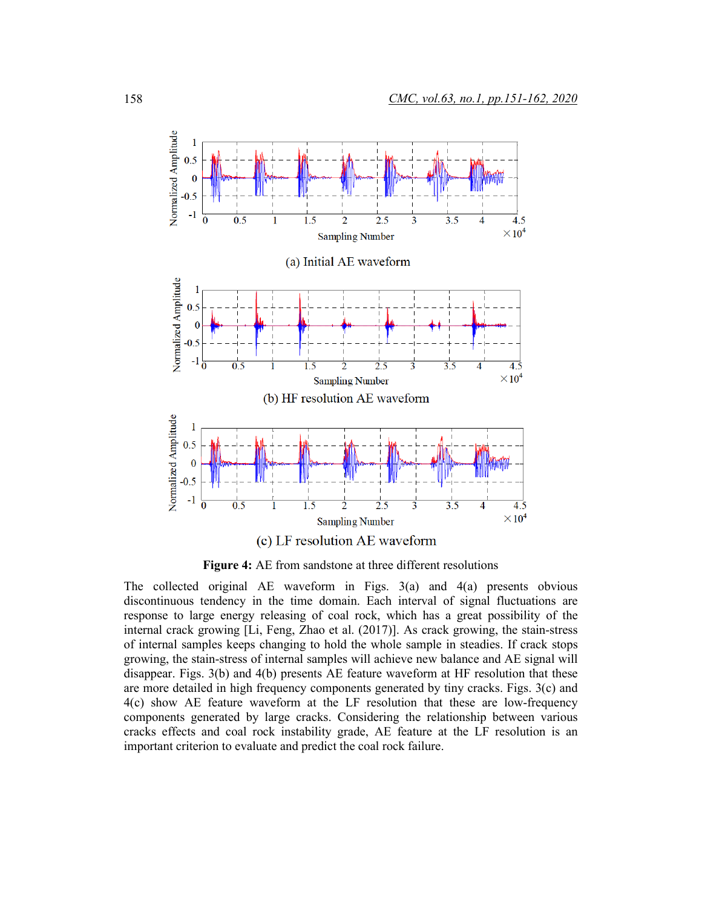(a) Initial AE waveform

(b) HF resolution AE waveform

(c) LF resolution AE waveform

**Figure 4:** AE from sandstone at three different resolutions

The collected original AE waveform in Figs. 3(a) and 4(a) presents obvious discontinuous tendency in the time domain. Each interval of signal fluctuations are response to large energy releasing of coal rock, which has a great possibility of the internal crack growing [Li, Feng, Zhao et al. (2017)]. As crack growing, the stain-stress of internal samples keeps changing to hold the whole sample in steadies. If crack stops growing, the stain-stress of internal samples will achieve new balance and AE signal will disappear. Figs. 3(b) and 4(b) presents AE feature waveform at HF resolution that these are more detailed in high frequency components generated by tiny cracks. Figs. 3(c) and 4(c) show AE feature waveform at the LF resolution that these are low-frequency components generated by large cracks. Considering the relationship between various cracks effects and coal rock instability grade, AE feature at the LF resolution is an important criterion to evaluate and predict the coal rock failure.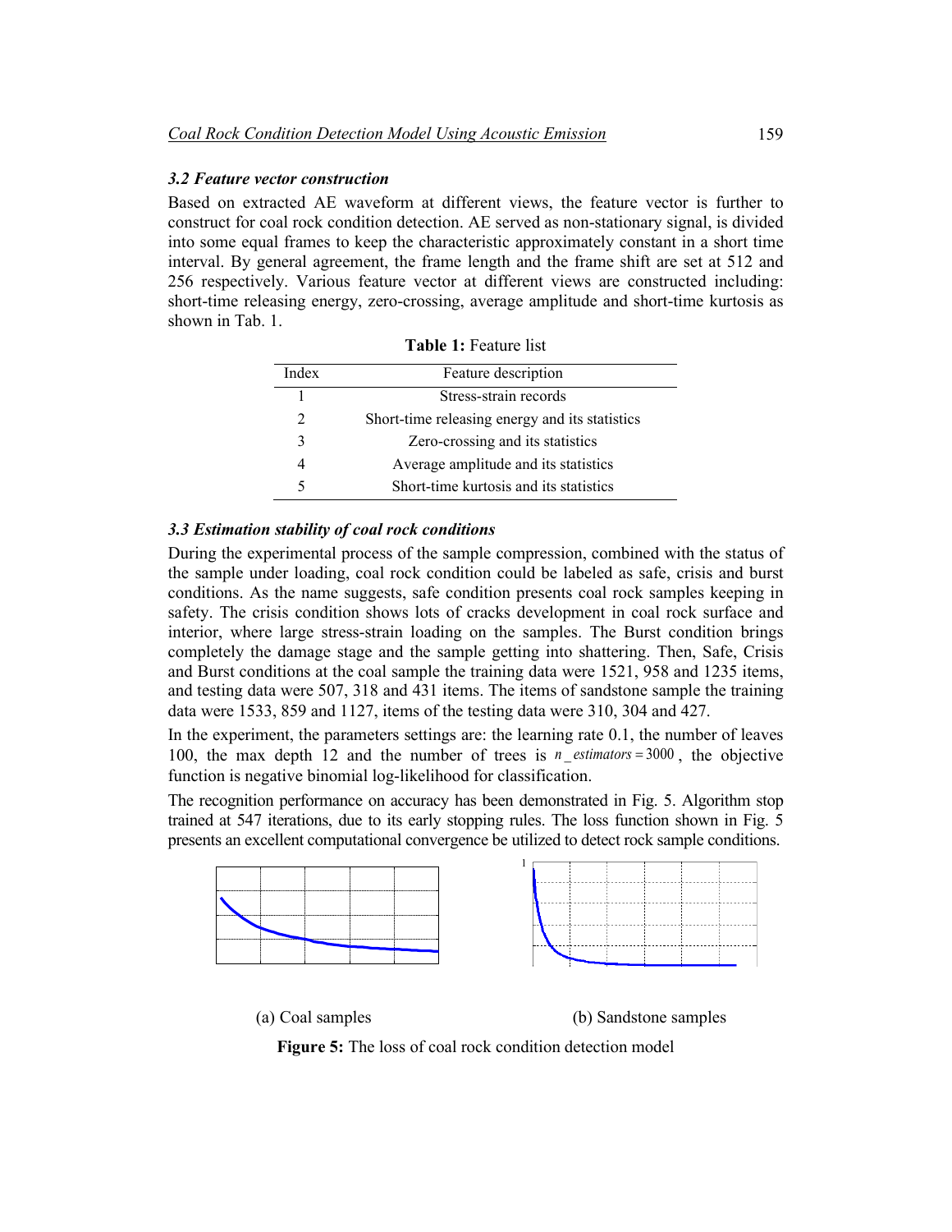### 3.2 Feature vector construction

Based on extracted AE waveform at different views, the feature vector is further to construct for coal rock condition detection. AE served as non-stationary signal, is divided into some equal frames to keep the characteristic approximately constant in a short time interval. By general agreement, the frame length and the frame shift are set at 512 and 256 respectively. Various feature vector at different views are constructed including: short-time releasing energy, zero-crossing, average amplitude and short-time kurtosis as shown in Tab. 1.

**Table 1:** Feature list

| Index | Feature description |
|---|---|
| 1 | Stress-strain records |
| 2 | Short-time releasing energy and its statistics |
| 3 | Zero-crossing and its statistics |
| 4 | Average amplitude and its statistics |
| 5 | Short-time kurtosis and its statistics |

### 3.3 Estimation stability of coal rock conditions

During the experimental process of the sample compression, combined with the status of the sample under loading, coal rock condition could be labeled as safe, crisis and burst conditions. As the name suggests, safe condition presents coal rock samples keeping in safety. The crisis condition shows lots of cracks development in coal rock surface and interior, where large stress-strain loading on the samples. The Burst condition brings completely the damage stage and the sample getting into shattering. Then, Safe, Crisis and Burst conditions at the coal sample the training data were 1521, 958 and 1235 items, and testing data were 507, 318 and 431 items. The items of sandstone sample the training data were 1533, 859 and 1127, items of the testing data were 310, 304 and 427.

In the experiment, the parameters settings are: the learning rate 0.1, the number of leaves 100, the max depth 12 and the number of trees is $n\_estimators = 3000$, the objective function is negative binomial log-likelihood for classification.

The recognition performance on accuracy has been demonstrated in Fig. 5. Algorithm stop trained at 547 iterations, due to its early stopping rules. The loss function shown in Fig. 5 presents an excellent computational convergence be utilized to detect rock sample conditions.

(a) Coal samples

(b) Sandstone samples

**Figure 5:** The loss of coal rock condition detection model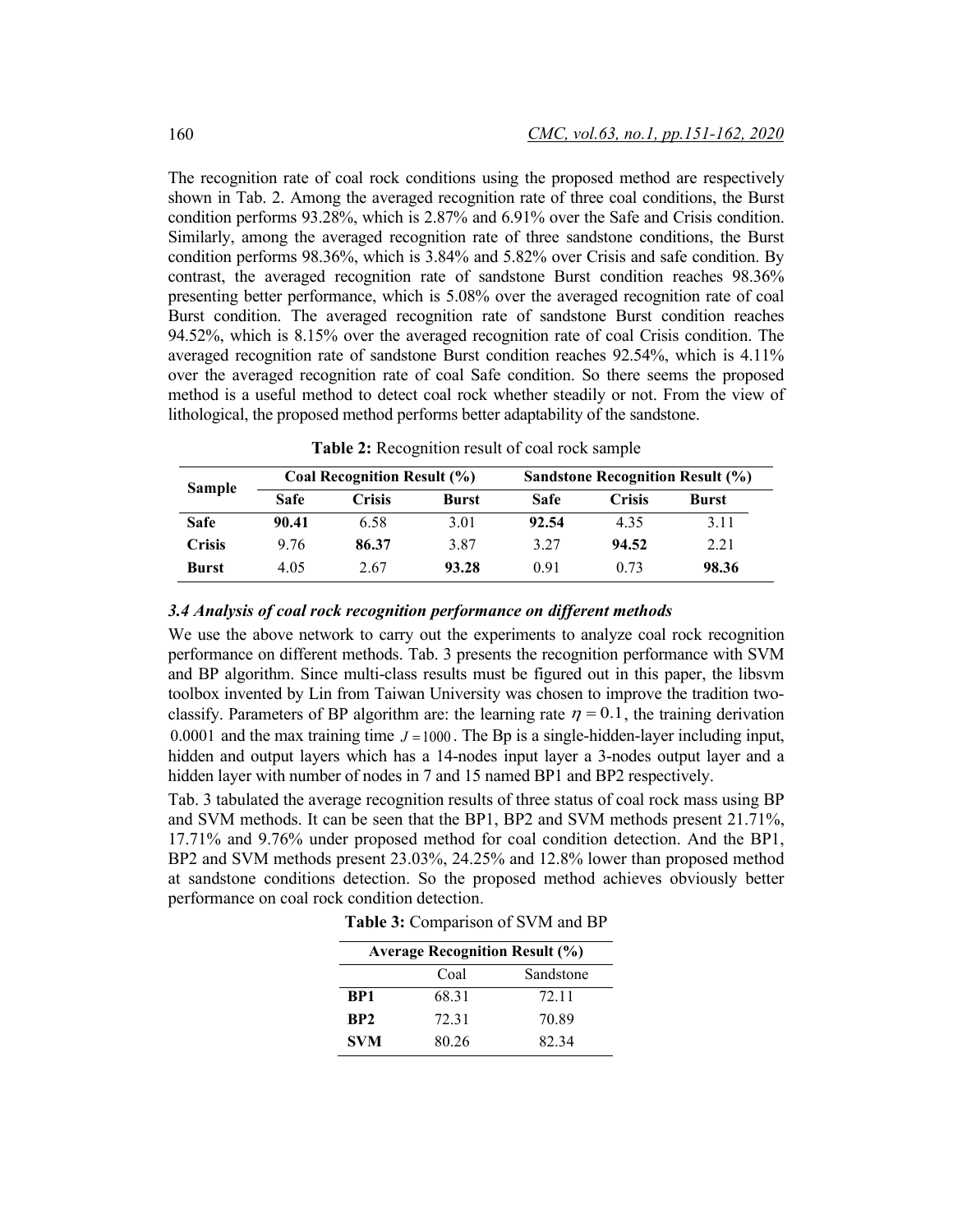The recognition rate of coal rock conditions using the proposed method are respectively shown in Tab. 2. Among the averaged recognition rate of three coal conditions, the Burst condition performs 93.28%, which is 2.87% and 6.91% over the Safe and Crisis condition. Similarly, among the averaged recognition rate of three sandstone conditions, the Burst condition performs 98.36%, which is 3.84% and 5.82% over Crisis and safe condition. By contrast, the averaged recognition rate of sandstone Burst condition reaches 98.36% presenting better performance, which is 5.08% over the averaged recognition rate of coal Burst condition. The averaged recognition rate of sandstone Burst condition reaches 94.52%, which is 8.15% over the averaged recognition rate of coal Crisis condition. The averaged recognition rate of sandstone Burst condition reaches 92.54%, which is 4.11% over the averaged recognition rate of coal Safe condition. So there seems the proposed method is a useful method to detect coal rock whether steadily or not. From the view of lithological, the proposed method performs better adaptability of the sandstone.

**Table 2:** Recognition result of coal rock sample

| Sample | Coal Recognition Result (%) | | | Sandstone Recognition Result (%) | | |
|---|---|---|---|---|---|---|
| | **Safe** | **Crisis** | **Burst** | **Safe** | **Crisis** | **Burst** |
| **Safe** | **90.41** | 6.58 | 3.01 | **92.54** | 4.35 | 3.11 |
| **Crisis** | 9.76 | **86.37** | 3.87 | 3.27 | **94.52** | 2.21 |
| **Burst** | 4.05 | 2.67 | **93.28** | 0.91 | 0.73 | **98.36** |

### *3.4 Analysis of coal rock recognition performance on different methods*

We use the above network to carry out the experiments to analyze coal rock recognition performance on different methods. Tab. 3 presents the recognition performance with SVM and BP algorithm. Since multi-class results must be figured out in this paper, the libsvm toolbox invented by Lin from Taiwan University was chosen to improve the tradition two-classify. Parameters of BP algorithm are: the learning rate $\eta = 0.1$, the training derivation $0.0001$ and the max training time $J = 1000$. The Bp is a single-hidden-layer including input, hidden and output layers which has a 14-nodes input layer a 3-nodes output layer and a hidden layer with number of nodes in 7 and 15 named BP1 and BP2 respectively.

Tab. 3 tabulated the average recognition results of three status of coal rock mass using BP and SVM methods. It can be seen that the BP1, BP2 and SVM methods present 21.71%, 17.71% and 9.76% under proposed method for coal condition detection. And the BP1, BP2 and SVM methods present 23.03%, 24.25% and 12.8% lower than proposed method at sandstone conditions detection. So the proposed method achieves obviously better performance on coal rock condition detection.

**Table 3:** Comparison of SVM and BP

| Average Recognition Result (%) | | |
|---|---|---|
| | Coal | Sandstone |
| **BP1** | 68.31 | 72.11 |
| **BP2** | 72.31 | 70.89 |
| **SVM** | 80.26 | 82.34 |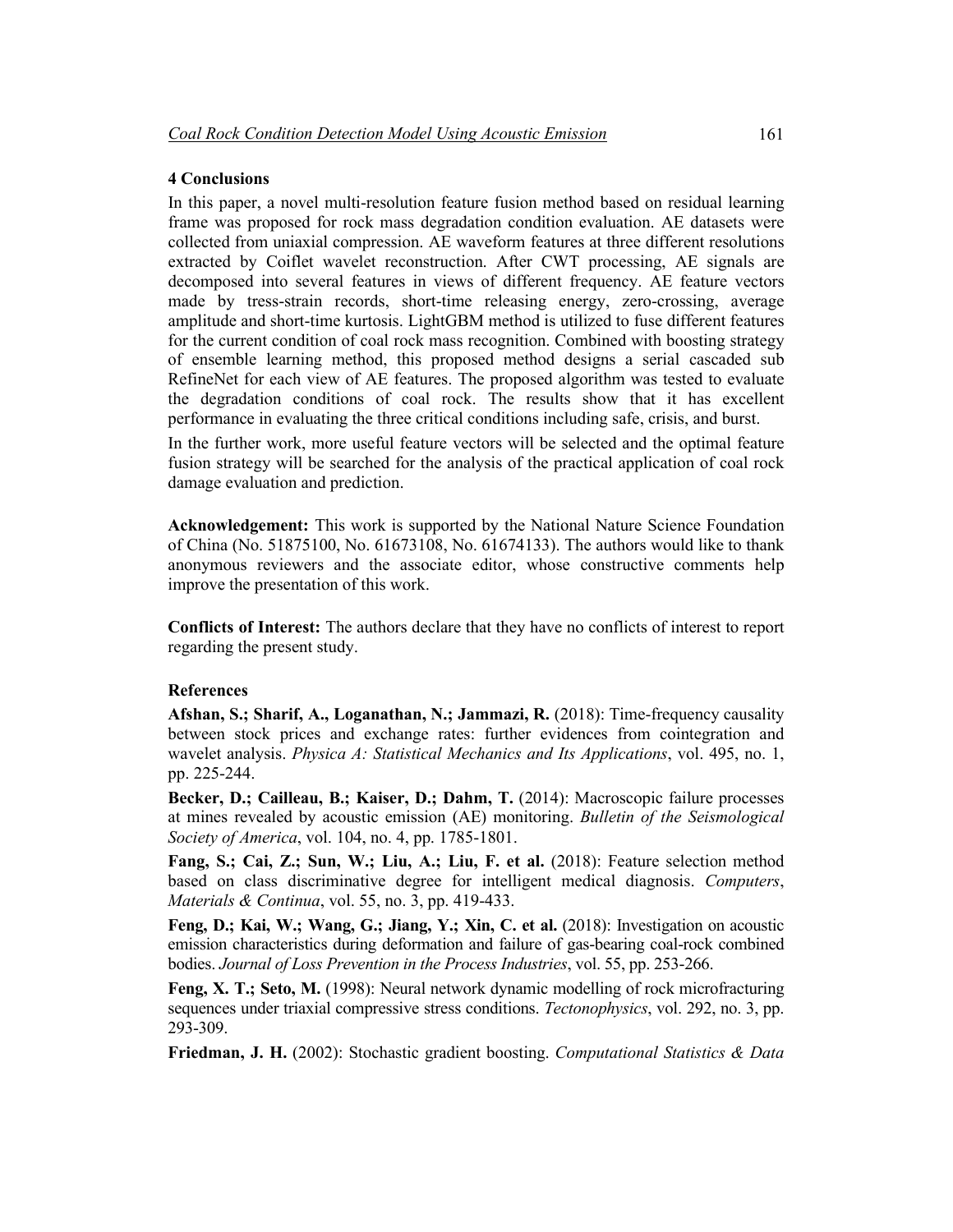## 4 Conclusions

In this paper, a novel multi-resolution feature fusion method based on residual learning frame was proposed for rock mass degradation condition evaluation. AE datasets were collected from uniaxial compression. AE waveform features at three different resolutions extracted by Coiflet wavelet reconstruction. After CWT processing, AE signals are decomposed into several features in views of different frequency. AE feature vectors made by tress-strain records, short-time releasing energy, zero-crossing, average amplitude and short-time kurtosis. LightGBM method is utilized to fuse different features for the current condition of coal rock mass recognition. Combined with boosting strategy of ensemble learning method, this proposed method designs a serial cascaded sub RefineNet for each view of AE features. The proposed algorithm was tested to evaluate the degradation conditions of coal rock. The results show that it has excellent performance in evaluating the three critical conditions including safe, crisis, and burst.

In the further work, more useful feature vectors will be selected and the optimal feature fusion strategy will be searched for the analysis of the practical application of coal rock damage evaluation and prediction.

**Acknowledgement:** This work is supported by the National Nature Science Foundation of China (No. 51875100, No. 61673108, No. 61674133). The authors would like to thank anonymous reviewers and the associate editor, whose constructive comments help improve the presentation of this work.

**Conflicts of Interest:** The authors declare that they have no conflicts of interest to report regarding the present study.

## References

**Afshan, S.; Sharif, A., Loganathan, N.; Jammazi, R.** (2018): Time-frequency causality between stock prices and exchange rates: further evidences from cointegration and wavelet analysis. *Physica A: Statistical Mechanics and Its Applications*, vol. 495, no. 1, pp. 225-244.

**Becker, D.; Cailleau, B.; Kaiser, D.; Dahm, T.** (2014): Macroscopic failure processes at mines revealed by acoustic emission (AE) monitoring. *Bulletin of the Seismological Society of America*, vol. 104, no. 4, pp. 1785-1801.

**Fang, S.; Cai, Z.; Sun, W.; Liu, A.; Liu, F. et al.** (2018): Feature selection method based on class discriminative degree for intelligent medical diagnosis. *Computers, Materials & Continua*, vol. 55, no. 3, pp. 419-433.

**Feng, D.; Kai, W.; Wang, G.; Jiang, Y.; Xin, C. et al.** (2018): Investigation on acoustic emission characteristics during deformation and failure of gas-bearing coal-rock combined bodies. *Journal of Loss Prevention in the Process Industries*, vol. 55, pp. 253-266.

**Feng, X. T.; Seto, M.** (1998): Neural network dynamic modelling of rock microfracturing sequences under triaxial compressive stress conditions. *Tectonophysics*, vol. 292, no. 3, pp. 293-309.

**Friedman, J. H.** (2002): Stochastic gradient boosting. *Computational Statistics & Data*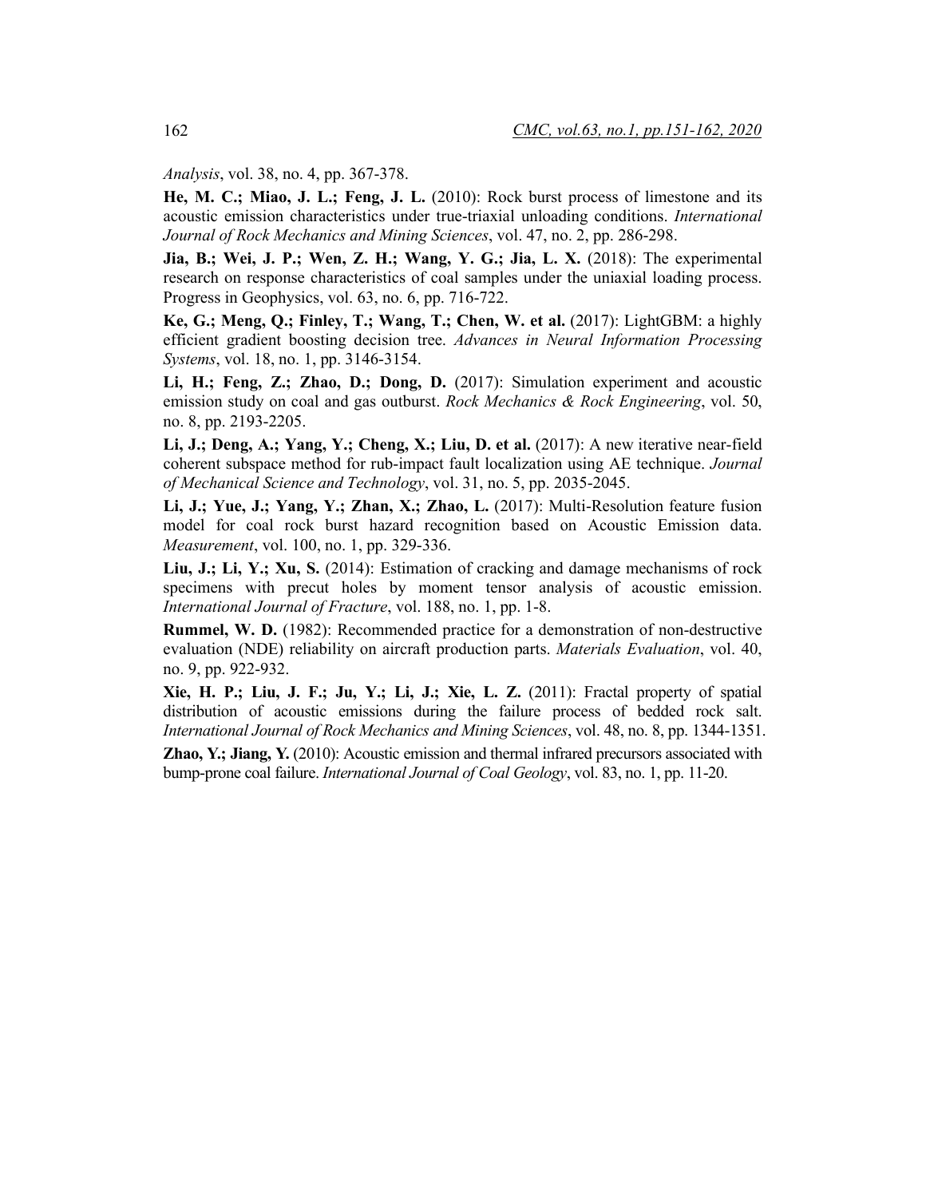*Analysis*, vol. 38, no. 4, pp. 367-378.

**He, M. C.; Miao, J. L.; Feng, J. L.** (2010): Rock burst process of limestone and its acoustic emission characteristics under true-triaxial unloading conditions. *International Journal of Rock Mechanics and Mining Sciences*, vol. 47, no. 2, pp. 286-298.

**Jia, B.; Wei, J. P.; Wen, Z. H.; Wang, Y. G.; Jia, L. X.** (2018): The experimental research on response characteristics of coal samples under the uniaxial loading process. Progress in Geophysics, vol. 63, no. 6, pp. 716-722.

**Ke, G.; Meng, Q.; Finley, T.; Wang, T.; Chen, W. et al.** (2017): LightGBM: a highly efficient gradient boosting decision tree. *Advances in Neural Information Processing Systems*, vol. 18, no. 1, pp. 3146-3154.

**Li, H.; Feng, Z.; Zhao, D.; Dong, D.** (2017): Simulation experiment and acoustic emission study on coal and gas outburst. *Rock Mechanics & Rock Engineering*, vol. 50, no. 8, pp. 2193-2205.

**Li, J.; Deng, A.; Yang, Y.; Cheng, X.; Liu, D. et al.** (2017): A new iterative near-field coherent subspace method for rub-impact fault localization using AE technique. *Journal of Mechanical Science and Technology*, vol. 31, no. 5, pp. 2035-2045.

**Li, J.; Yue, J.; Yang, Y.; Zhan, X.; Zhao, L.** (2017): Multi-Resolution feature fusion model for coal rock burst hazard recognition based on Acoustic Emission data. *Measurement*, vol. 100, no. 1, pp. 329-336.

**Liu, J.; Li, Y.; Xu, S.** (2014): Estimation of cracking and damage mechanisms of rock specimens with precut holes by moment tensor analysis of acoustic emission. *International Journal of Fracture*, vol. 188, no. 1, pp. 1-8.

**Rummel, W. D.** (1982): Recommended practice for a demonstration of non-destructive evaluation (NDE) reliability on aircraft production parts. *Materials Evaluation*, vol. 40, no. 9, pp. 922-932.

**Xie, H. P.; Liu, J. F.; Ju, Y.; Li, J.; Xie, L. Z.** (2011): Fractal property of spatial distribution of acoustic emissions during the failure process of bedded rock salt. *International Journal of Rock Mechanics and Mining Sciences*, vol. 48, no. 8, pp. 1344-1351.

**Zhao, Y.; Jiang, Y.** (2010): Acoustic emission and thermal infrared precursors associated with bump-prone coal failure. *International Journal of Coal Geology*, vol. 83, no. 1, pp. 11-20.